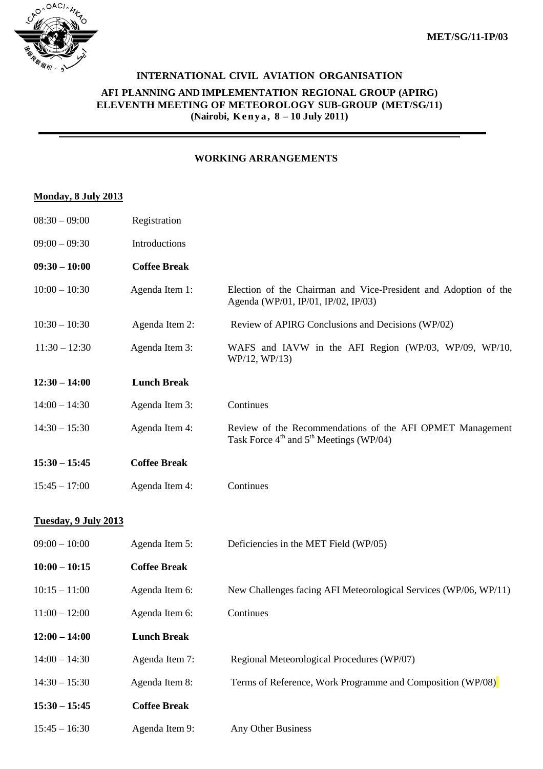MET/SG/11-IP/03

**INTERNATIONAL CIVIL AVIATION ORGANISATION**

**AFI PLANNING AND IMPLEMENTATION REGIONAL GROUP (APIRG)**
**ELEVENTH MEETING OF METEOROLOGY SUB-GROUP (MET/SG/11)**
**(Nairobi, Kenya, 8 – 10 July 2011)**

---

## WORKING ARRANGEMENTS

**Monday, 8 July 2013**

| | | |
|---|---|---|
| 08:30 – 09:00 | Registration | |
| 09:00 – 09:30 | Introductions | |
| **09:30 – 10:00** | **Coffee Break** | |
| 10:00 – 10:30 | Agenda Item 1: | Election of the Chairman and Vice-President and Adoption of the Agenda (WP/01, IP/01, IP/02, IP/03) |
| 10:30 – 10:30 | Agenda Item 2: | Review of APIRG Conclusions and Decisions (WP/02) |
| 11:30 – 12:30 | Agenda Item 3: | WAFS and IAVW in the AFI Region (WP/03, WP/09, WP/10, WP/12, WP/13) |
| **12:30 – 14:00** | **Lunch Break** | |
| 14:00 – 14:30 | Agenda Item 3: | Continues |
| 14:30 – 15:30 | Agenda Item 4: | Review of the Recommendations of the AFI OPMET Management Task Force 4th and 5th Meetings (WP/04) |
| **15:30 – 15:45** | **Coffee Break** | |
| 15:45 – 17:00 | Agenda Item 4: | Continues |

**Tuesday, 9 July 2013**

| | | |
|---|---|---|
| 09:00 – 10:00 | Agenda Item 5: | Deficiencies in the MET Field (WP/05) |
| **10:00 – 10:15** | **Coffee Break** | |
| 10:15 – 11:00 | Agenda Item 6: | New Challenges facing AFI Meteorological Services (WP/06, WP/11) |
| 11:00 – 12:00 | Agenda Item 6: | Continues |
| **12:00 – 14:00** | **Lunch Break** | |
| 14:00 – 14:30 | Agenda Item 7: | Regional Meteorological Procedures (WP/07) |
| 14:30 – 15:30 | Agenda Item 8: | Terms of Reference, Work Programme and Composition (WP/08) |
| **15:30 – 15:45** | **Coffee Break** | |
| 15:45 – 16:30 | Agenda Item 9: | Any Other Business |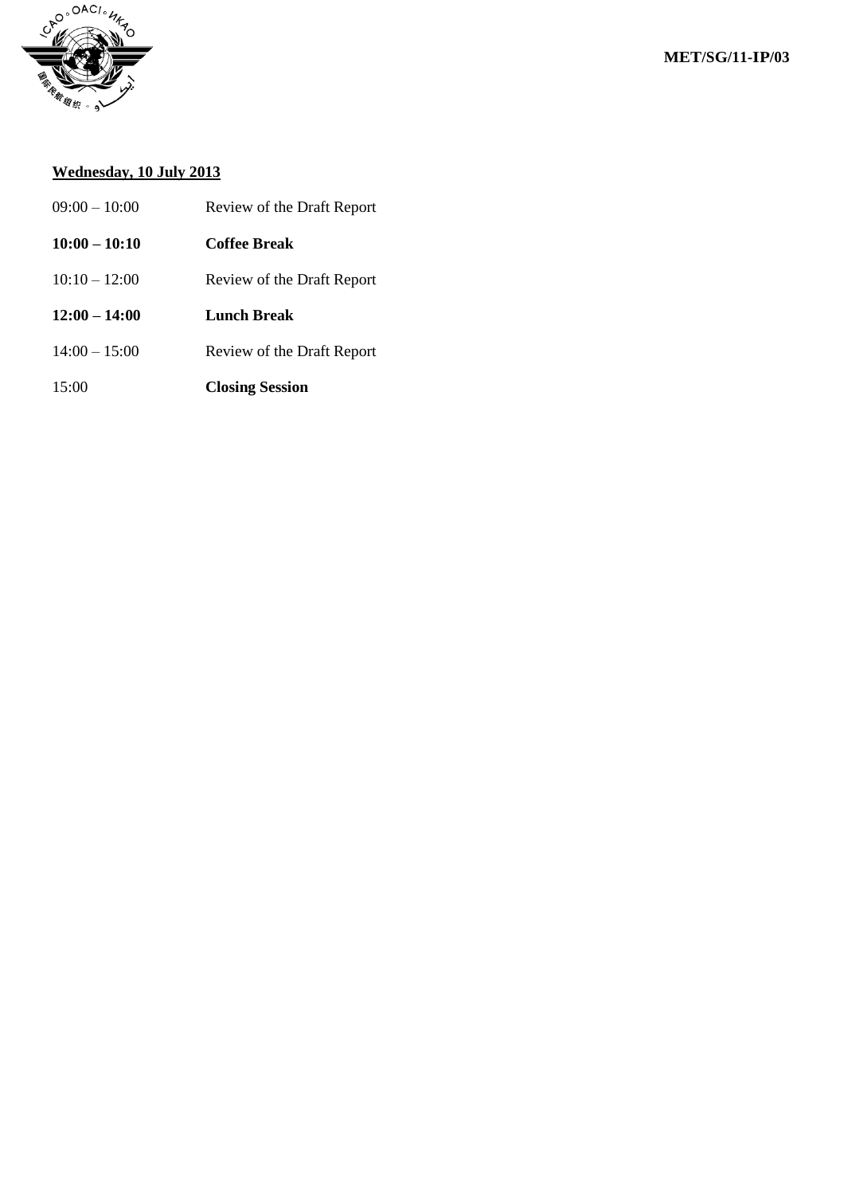**<u>Wednesday, 10 July 2013</u>**

| | |
|---|---|
| 09:00 – 10:00 | Review of the Draft Report |
| **10:00 – 10:10** | **Coffee Break** |
| 10:10 – 12:00 | Review of the Draft Report |
| **12:00 – 14:00** | **Lunch Break** |
| 14:00 – 15:00 | Review of the Draft Report |
| 15:00 | **Closing Session** |